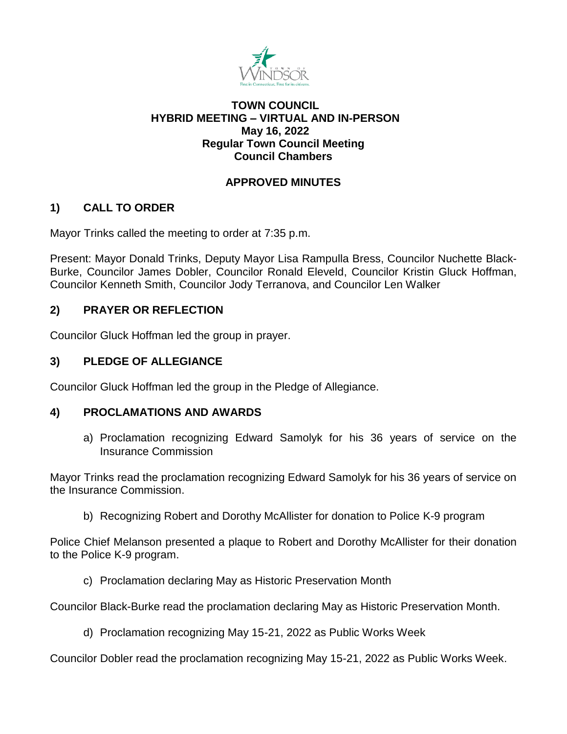**TOWN COUNCIL**
**HYBRID MEETING – VIRTUAL AND IN-PERSON**
**May 16, 2022**
**Regular Town Council Meeting**
**Council Chambers**

**APPROVED MINUTES**

## 1) CALL TO ORDER

Mayor Trinks called the meeting to order at 7:35 p.m.

Present: Mayor Donald Trinks, Deputy Mayor Lisa Rampulla Bress, Councilor Nuchette Black-Burke, Councilor James Dobler, Councilor Ronald Eleveld, Councilor Kristin Gluck Hoffman, Councilor Kenneth Smith, Councilor Jody Terranova, and Councilor Len Walker

## 2) PRAYER OR REFLECTION

Councilor Gluck Hoffman led the group in prayer.

## 3) PLEDGE OF ALLEGIANCE

Councilor Gluck Hoffman led the group in the Pledge of Allegiance.

## 4) PROCLAMATIONS AND AWARDS

a) Proclamation recognizing Edward Samolyk for his 36 years of service on the Insurance Commission

Mayor Trinks read the proclamation recognizing Edward Samolyk for his 36 years of service on the Insurance Commission.

b) Recognizing Robert and Dorothy McAllister for donation to Police K-9 program

Police Chief Melanson presented a plaque to Robert and Dorothy McAllister for their donation to the Police K-9 program.

c) Proclamation declaring May as Historic Preservation Month

Councilor Black-Burke read the proclamation declaring May as Historic Preservation Month.

d) Proclamation recognizing May 15-21, 2022 as Public Works Week

Councilor Dobler read the proclamation recognizing May 15-21, 2022 as Public Works Week.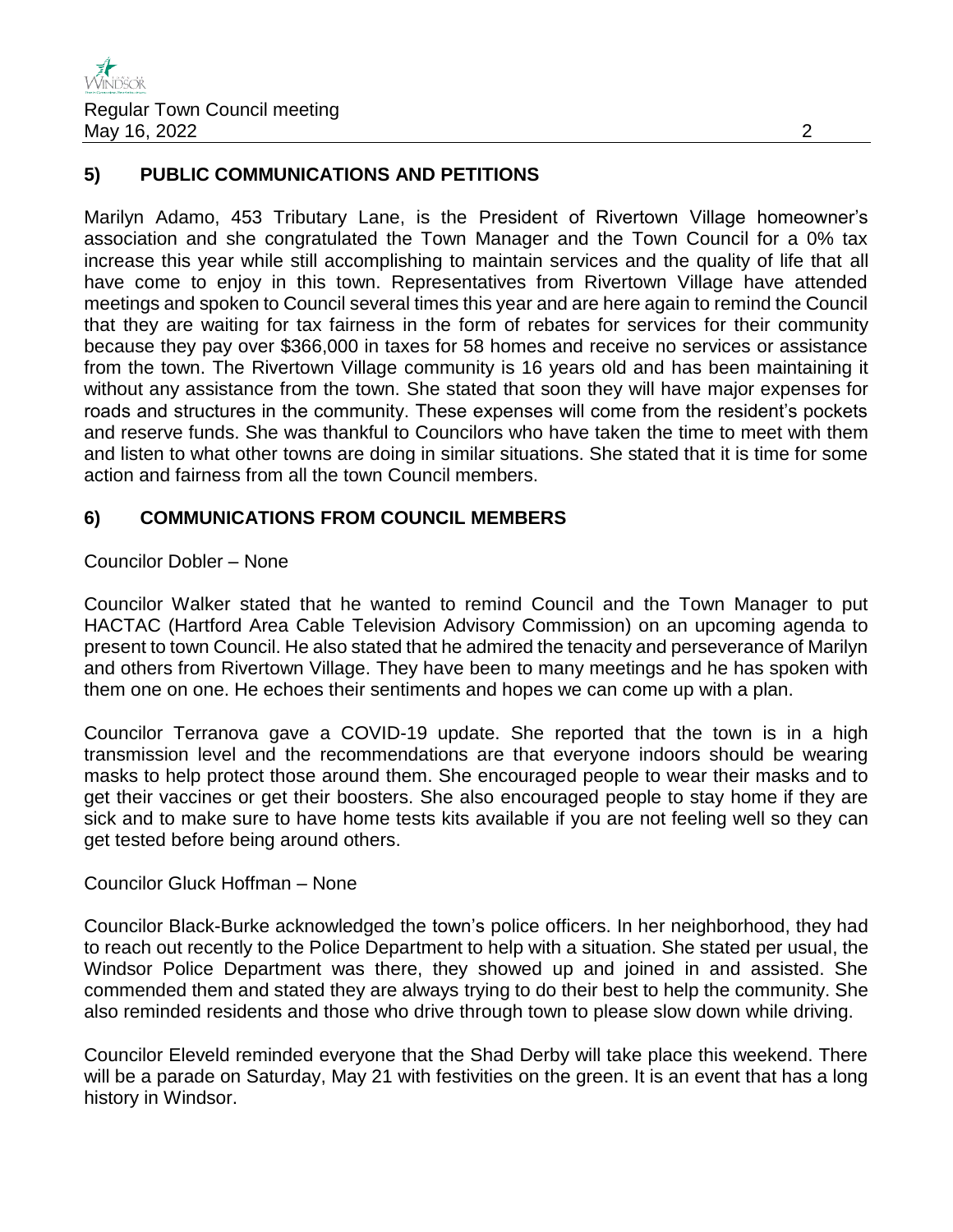## 5) PUBLIC COMMUNICATIONS AND PETITIONS

Marilyn Adamo, 453 Tributary Lane, is the President of Rivertown Village homeowner's association and she congratulated the Town Manager and the Town Council for a 0% tax increase this year while still accomplishing to maintain services and the quality of life that all have come to enjoy in this town. Representatives from Rivertown Village have attended meetings and spoken to Council several times this year and are here again to remind the Council that they are waiting for tax fairness in the form of rebates for services for their community because they pay over $366,000 in taxes for 58 homes and receive no services or assistance from the town. The Rivertown Village community is 16 years old and has been maintaining it without any assistance from the town. She stated that soon they will have major expenses for roads and structures in the community. These expenses will come from the resident's pockets and reserve funds. She was thankful to Councilors who have taken the time to meet with them and listen to what other towns are doing in similar situations. She stated that it is time for some action and fairness from all the town Council members.

## 6) COMMUNICATIONS FROM COUNCIL MEMBERS

Councilor Dobler – None

Councilor Walker stated that he wanted to remind Council and the Town Manager to put HACTAC (Hartford Area Cable Television Advisory Commission) on an upcoming agenda to present to town Council. He also stated that he admired the tenacity and perseverance of Marilyn and others from Rivertown Village. They have been to many meetings and he has spoken with them one on one. He echoes their sentiments and hopes we can come up with a plan.

Councilor Terranova gave a COVID-19 update. She reported that the town is in a high transmission level and the recommendations are that everyone indoors should be wearing masks to help protect those around them. She encouraged people to wear their masks and to get their vaccines or get their boosters. She also encouraged people to stay home if they are sick and to make sure to have home tests kits available if you are not feeling well so they can get tested before being around others.

Councilor Gluck Hoffman – None

Councilor Black-Burke acknowledged the town's police officers. In her neighborhood, they had to reach out recently to the Police Department to help with a situation. She stated per usual, the Windsor Police Department was there, they showed up and joined in and assisted. She commended them and stated they are always trying to do their best to help the community. She also reminded residents and those who drive through town to please slow down while driving.

Councilor Eleveld reminded everyone that the Shad Derby will take place this weekend. There will be a parade on Saturday, May 21 with festivities on the green. It is an event that has a long history in Windsor.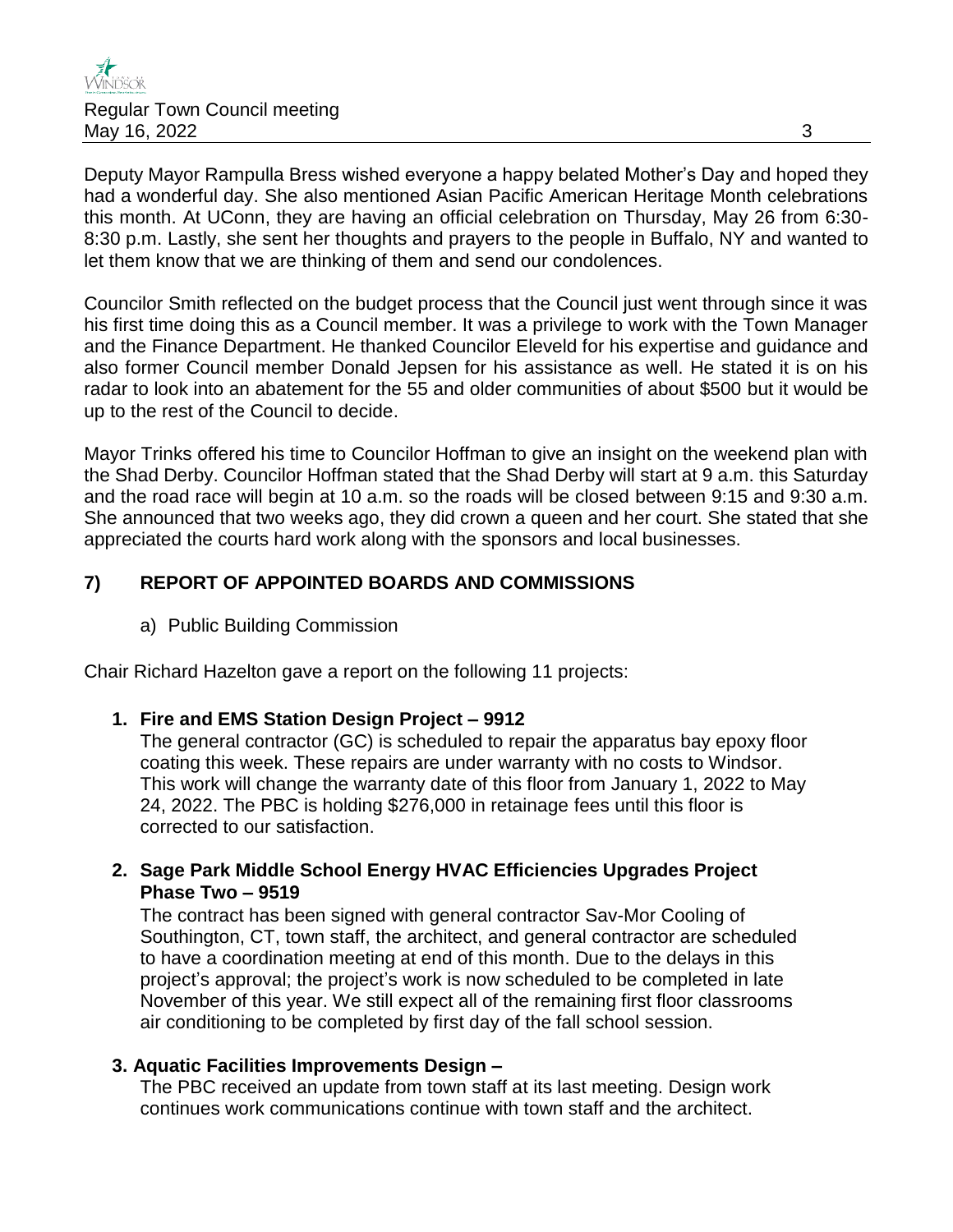Deputy Mayor Rampulla Bress wished everyone a happy belated Mother's Day and hoped they had a wonderful day. She also mentioned Asian Pacific American Heritage Month celebrations this month. At UConn, they are having an official celebration on Thursday, May 26 from 6:30-8:30 p.m. Lastly, she sent her thoughts and prayers to the people in Buffalo, NY and wanted to let them know that we are thinking of them and send our condolences.

Councilor Smith reflected on the budget process that the Council just went through since it was his first time doing this as a Council member. It was a privilege to work with the Town Manager and the Finance Department. He thanked Councilor Eleveld for his expertise and guidance and also former Council member Donald Jepsen for his assistance as well. He stated it is on his radar to look into an abatement for the 55 and older communities of about $500 but it would be up to the rest of the Council to decide.

Mayor Trinks offered his time to Councilor Hoffman to give an insight on the weekend plan with the Shad Derby. Councilor Hoffman stated that the Shad Derby will start at 9 a.m. this Saturday and the road race will begin at 10 a.m. so the roads will be closed between 9:15 and 9:30 a.m. She announced that two weeks ago, they did crown a queen and her court. She stated that she appreciated the courts hard work along with the sponsors and local businesses.

## 7) REPORT OF APPOINTED BOARDS AND COMMISSIONS

a) Public Building Commission

Chair Richard Hazelton gave a report on the following 11 projects:

**1. Fire and EMS Station Design Project – 9912**

The general contractor (GC) is scheduled to repair the apparatus bay epoxy floor coating this week. These repairs are under warranty with no costs to Windsor. This work will change the warranty date of this floor from January 1, 2022 to May 24, 2022. The PBC is holding $276,000 in retainage fees until this floor is corrected to our satisfaction.

**2. Sage Park Middle School Energy HVAC Efficiencies Upgrades Project Phase Two – 9519**

The contract has been signed with general contractor Sav-Mor Cooling of Southington, CT, town staff, the architect, and general contractor are scheduled to have a coordination meeting at end of this month. Due to the delays in this project's approval; the project's work is now scheduled to be completed in late November of this year. We still expect all of the remaining first floor classrooms air conditioning to be completed by first day of the fall school session.

**3. Aquatic Facilities Improvements Design –**

The PBC received an update from town staff at its last meeting. Design work continues work communications continue with town staff and the architect.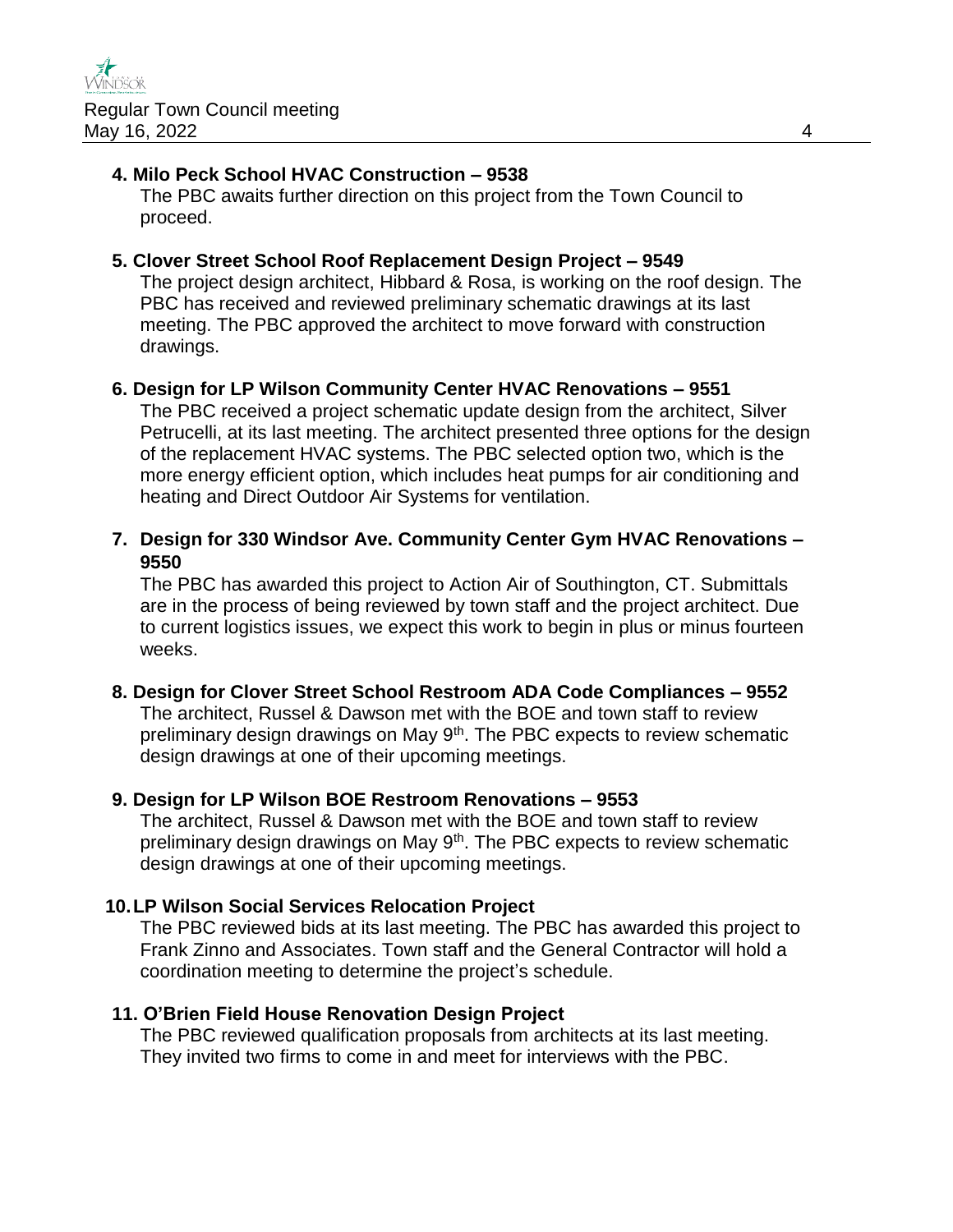**4. Milo Peck School HVAC Construction – 9538**

The PBC awaits further direction on this project from the Town Council to proceed.

**5. Clover Street School Roof Replacement Design Project – 9549**

The project design architect, Hibbard & Rosa, is working on the roof design. The PBC has received and reviewed preliminary schematic drawings at its last meeting. The PBC approved the architect to move forward with construction drawings.

**6. Design for LP Wilson Community Center HVAC Renovations – 9551**

The PBC received a project schematic update design from the architect, Silver Petrucelli, at its last meeting. The architect presented three options for the design of the replacement HVAC systems. The PBC selected option two, which is the more energy efficient option, which includes heat pumps for air conditioning and heating and Direct Outdoor Air Systems for ventilation.

**7. Design for 330 Windsor Ave. Community Center Gym HVAC Renovations – 9550**

The PBC has awarded this project to Action Air of Southington, CT. Submittals are in the process of being reviewed by town staff and the project architect. Due to current logistics issues, we expect this work to begin in plus or minus fourteen weeks.

**8. Design for Clover Street School Restroom ADA Code Compliances – 9552**

The architect, Russel & Dawson met with the BOE and town staff to review preliminary design drawings on May 9th. The PBC expects to review schematic design drawings at one of their upcoming meetings.

**9. Design for LP Wilson BOE Restroom Renovations – 9553**

The architect, Russel & Dawson met with the BOE and town staff to review preliminary design drawings on May 9th. The PBC expects to review schematic design drawings at one of their upcoming meetings.

**10. LP Wilson Social Services Relocation Project**

The PBC reviewed bids at its last meeting. The PBC has awarded this project to Frank Zinno and Associates. Town staff and the General Contractor will hold a coordination meeting to determine the project's schedule.

**11. O'Brien Field House Renovation Design Project**

The PBC reviewed qualification proposals from architects at its last meeting. They invited two firms to come in and meet for interviews with the PBC.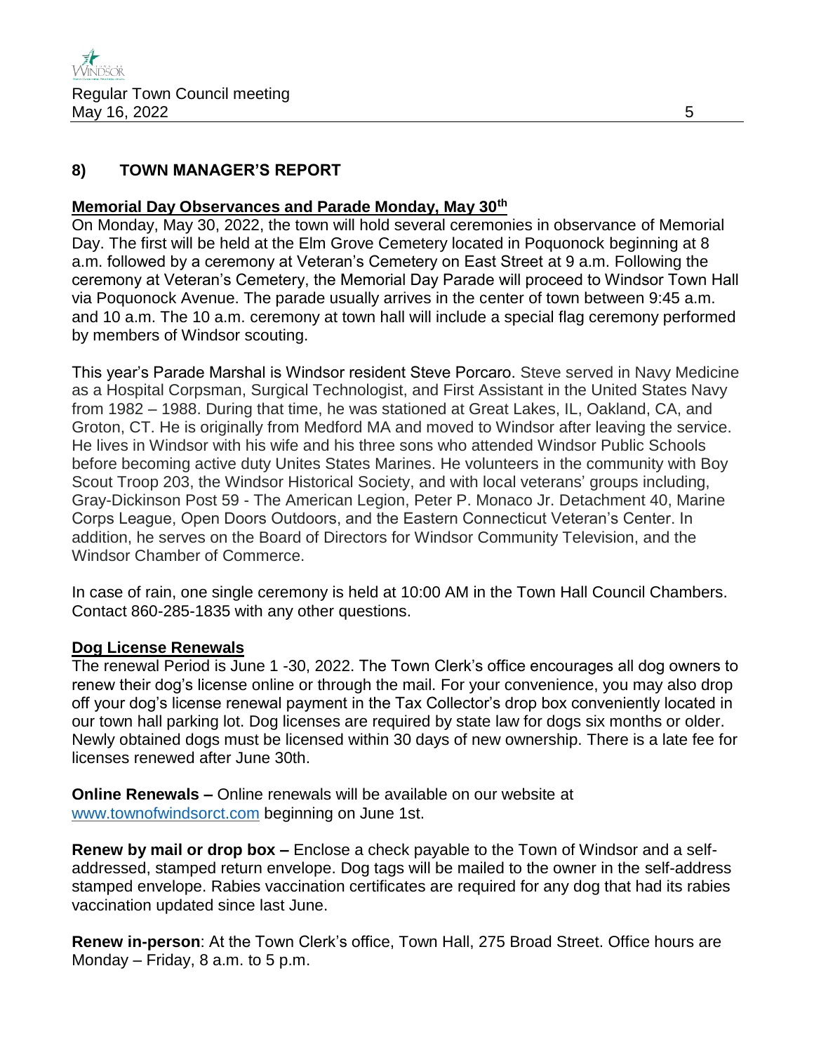## 8) TOWN MANAGER'S REPORT

**Memorial Day Observances and Parade Monday, May 30th**

On Monday, May 30, 2022, the town will hold several ceremonies in observance of Memorial Day. The first will be held at the Elm Grove Cemetery located in Poquonock beginning at 8 a.m. followed by a ceremony at Veteran's Cemetery on East Street at 9 a.m. Following the ceremony at Veteran's Cemetery, the Memorial Day Parade will proceed to Windsor Town Hall via Poquonock Avenue. The parade usually arrives in the center of town between 9:45 a.m. and 10 a.m. The 10 a.m. ceremony at town hall will include a special flag ceremony performed by members of Windsor scouting.

This year's Parade Marshal is Windsor resident Steve Porcaro. Steve served in Navy Medicine as a Hospital Corpsman, Surgical Technologist, and First Assistant in the United States Navy from 1982 – 1988. During that time, he was stationed at Great Lakes, IL, Oakland, CA, and Groton, CT. He is originally from Medford MA and moved to Windsor after leaving the service. He lives in Windsor with his wife and his three sons who attended Windsor Public Schools before becoming active duty Unites States Marines. He volunteers in the community with Boy Scout Troop 203, the Windsor Historical Society, and with local veterans' groups including, Gray-Dickinson Post 59 - The American Legion, Peter P. Monaco Jr. Detachment 40, Marine Corps League, Open Doors Outdoors, and the Eastern Connecticut Veteran's Center. In addition, he serves on the Board of Directors for Windsor Community Television, and the Windsor Chamber of Commerce.

In case of rain, one single ceremony is held at 10:00 AM in the Town Hall Council Chambers. Contact 860-285-1835 with any other questions.

**Dog License Renewals**

The renewal Period is June 1 -30, 2022. The Town Clerk's office encourages all dog owners to renew their dog's license online or through the mail. For your convenience, you may also drop off your dog's license renewal payment in the Tax Collector's drop box conveniently located in our town hall parking lot. Dog licenses are required by state law for dogs six months or older. Newly obtained dogs must be licensed within 30 days of new ownership. There is a late fee for licenses renewed after June 30th.

**Online Renewals –** Online renewals will be available on our website at www.townofwindsorct.com beginning on June 1st.

**Renew by mail or drop box –** Enclose a check payable to the Town of Windsor and a self-addressed, stamped return envelope. Dog tags will be mailed to the owner in the self-address stamped envelope. Rabies vaccination certificates are required for any dog that had its rabies vaccination updated since last June.

**Renew in-person**: At the Town Clerk's office, Town Hall, 275 Broad Street. Office hours are Monday – Friday, 8 a.m. to 5 p.m.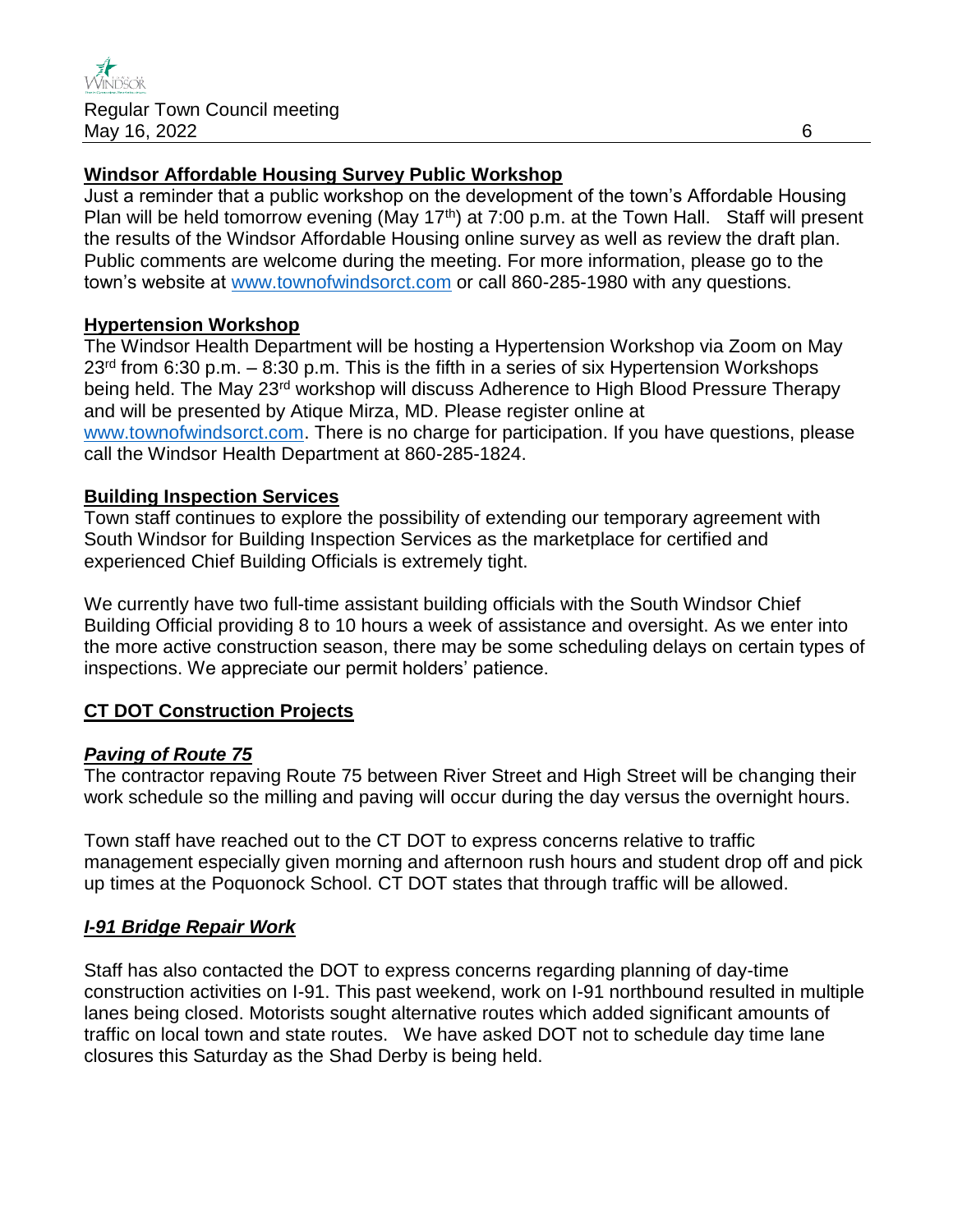**Windsor Affordable Housing Survey Public Workshop**

Just a reminder that a public workshop on the development of the town's Affordable Housing Plan will be held tomorrow evening (May 17th) at 7:00 p.m. at the Town Hall. Staff will present the results of the Windsor Affordable Housing online survey as well as review the draft plan. Public comments are welcome during the meeting. For more information, please go to the town's website at www.townofwindsorct.com or call 860-285-1980 with any questions.

**Hypertension Workshop**

The Windsor Health Department will be hosting a Hypertension Workshop via Zoom on May 23rd from 6:30 p.m. – 8:30 p.m. This is the fifth in a series of six Hypertension Workshops being held. The May 23rd workshop will discuss Adherence to High Blood Pressure Therapy and will be presented by Atique Mirza, MD. Please register online at www.townofwindsorct.com. There is no charge for participation. If you have questions, please call the Windsor Health Department at 860-285-1824.

**Building Inspection Services**

Town staff continues to explore the possibility of extending our temporary agreement with South Windsor for Building Inspection Services as the marketplace for certified and experienced Chief Building Officials is extremely tight.

We currently have two full-time assistant building officials with the South Windsor Chief Building Official providing 8 to 10 hours a week of assistance and oversight. As we enter into the more active construction season, there may be some scheduling delays on certain types of inspections. We appreciate our permit holders' patience.

**CT DOT Construction Projects**

***Paving of Route 75***

The contractor repaving Route 75 between River Street and High Street will be changing their work schedule so the milling and paving will occur during the day versus the overnight hours.

Town staff have reached out to the CT DOT to express concerns relative to traffic management especially given morning and afternoon rush hours and student drop off and pick up times at the Poquonock School. CT DOT states that through traffic will be allowed.

***I-91 Bridge Repair Work***

Staff has also contacted the DOT to express concerns regarding planning of day-time construction activities on I-91. This past weekend, work on I-91 northbound resulted in multiple lanes being closed. Motorists sought alternative routes which added significant amounts of traffic on local town and state routes. We have asked DOT not to schedule day time lane closures this Saturday as the Shad Derby is being held.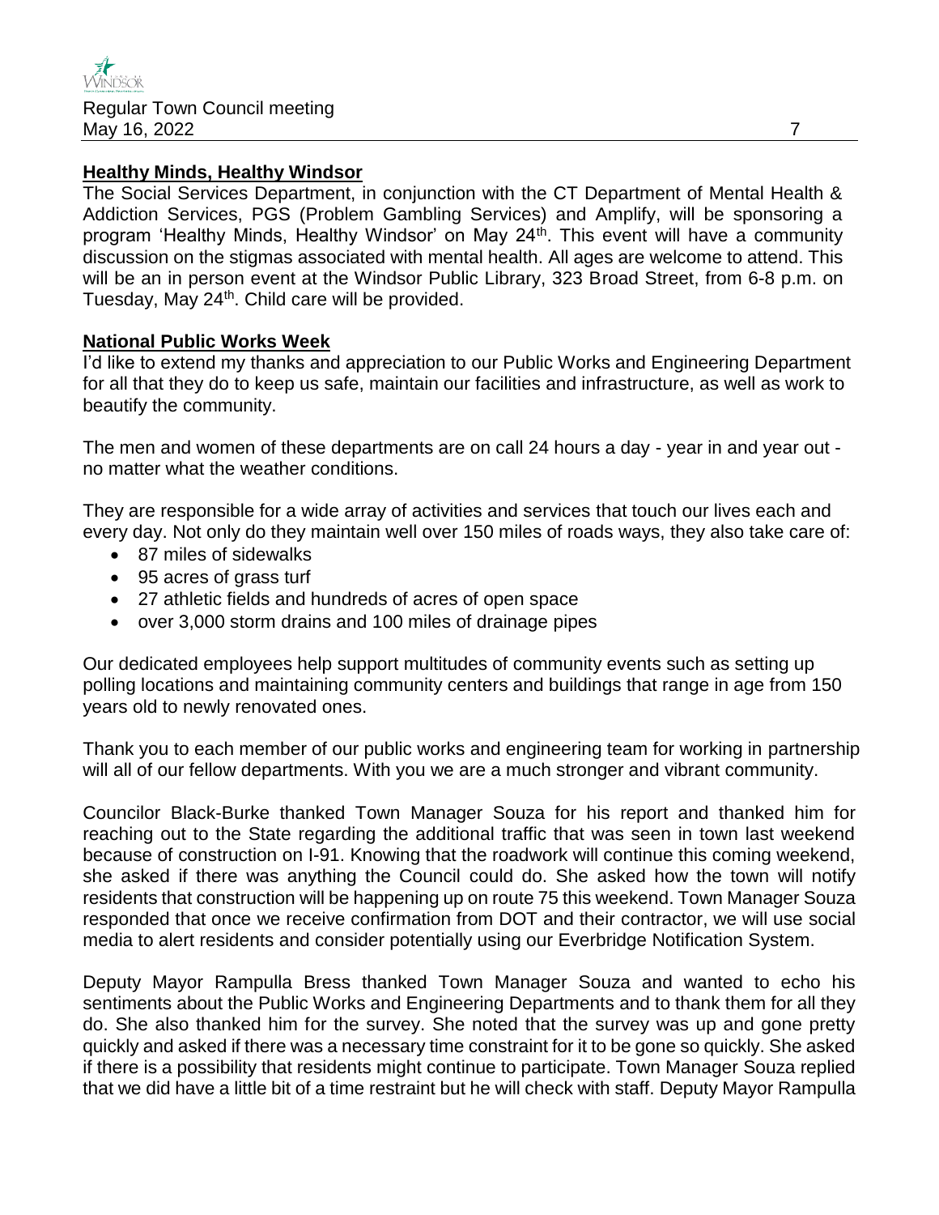**Healthy Minds, Healthy Windsor**

The Social Services Department, in conjunction with the CT Department of Mental Health & Addiction Services, PGS (Problem Gambling Services) and Amplify, will be sponsoring a program 'Healthy Minds, Healthy Windsor' on May 24th. This event will have a community discussion on the stigmas associated with mental health. All ages are welcome to attend. This will be an in person event at the Windsor Public Library, 323 Broad Street, from 6-8 p.m. on Tuesday, May 24th. Child care will be provided.

**National Public Works Week**

I'd like to extend my thanks and appreciation to our Public Works and Engineering Department for all that they do to keep us safe, maintain our facilities and infrastructure, as well as work to beautify the community.

The men and women of these departments are on call 24 hours a day - year in and year out - no matter what the weather conditions.

They are responsible for a wide array of activities and services that touch our lives each and every day. Not only do they maintain well over 150 miles of roads ways, they also take care of:

- 87 miles of sidewalks
- 95 acres of grass turf
- 27 athletic fields and hundreds of acres of open space
- over 3,000 storm drains and 100 miles of drainage pipes

Our dedicated employees help support multitudes of community events such as setting up polling locations and maintaining community centers and buildings that range in age from 150 years old to newly renovated ones.

Thank you to each member of our public works and engineering team for working in partnership will all of our fellow departments. With you we are a much stronger and vibrant community.

Councilor Black-Burke thanked Town Manager Souza for his report and thanked him for reaching out to the State regarding the additional traffic that was seen in town last weekend because of construction on I-91. Knowing that the roadwork will continue this coming weekend, she asked if there was anything the Council could do. She asked how the town will notify residents that construction will be happening up on route 75 this weekend. Town Manager Souza responded that once we receive confirmation from DOT and their contractor, we will use social media to alert residents and consider potentially using our Everbridge Notification System.

Deputy Mayor Rampulla Bress thanked Town Manager Souza and wanted to echo his sentiments about the Public Works and Engineering Departments and to thank them for all they do. She also thanked him for the survey. She noted that the survey was up and gone pretty quickly and asked if there was a necessary time constraint for it to be gone so quickly. She asked if there is a possibility that residents might continue to participate. Town Manager Souza replied that we did have a little bit of a time restraint but he will check with staff. Deputy Mayor Rampulla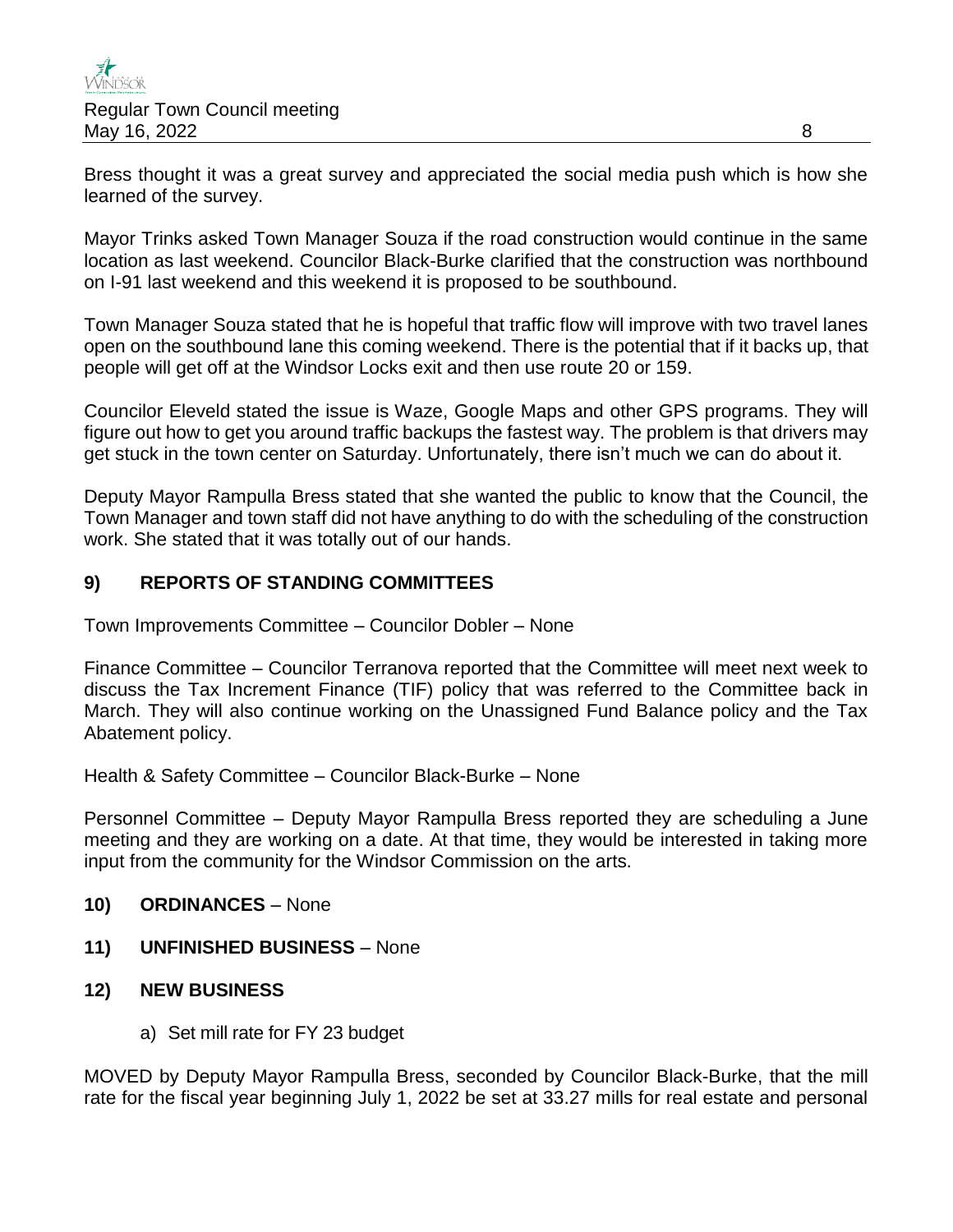Bress thought it was a great survey and appreciated the social media push which is how she learned of the survey.

Mayor Trinks asked Town Manager Souza if the road construction would continue in the same location as last weekend. Councilor Black-Burke clarified that the construction was northbound on I-91 last weekend and this weekend it is proposed to be southbound.

Town Manager Souza stated that he is hopeful that traffic flow will improve with two travel lanes open on the southbound lane this coming weekend. There is the potential that if it backs up, that people will get off at the Windsor Locks exit and then use route 20 or 159.

Councilor Eleveld stated the issue is Waze, Google Maps and other GPS programs. They will figure out how to get you around traffic backups the fastest way. The problem is that drivers may get stuck in the town center on Saturday. Unfortunately, there isn't much we can do about it.

Deputy Mayor Rampulla Bress stated that she wanted the public to know that the Council, the Town Manager and town staff did not have anything to do with the scheduling of the construction work. She stated that it was totally out of our hands.

## 9) REPORTS OF STANDING COMMITTEES

Town Improvements Committee – Councilor Dobler – None

Finance Committee – Councilor Terranova reported that the Committee will meet next week to discuss the Tax Increment Finance (TIF) policy that was referred to the Committee back in March. They will also continue working on the Unassigned Fund Balance policy and the Tax Abatement policy.

Health & Safety Committee – Councilor Black-Burke – None

Personnel Committee – Deputy Mayor Rampulla Bress reported they are scheduling a June meeting and they are working on a date. At that time, they would be interested in taking more input from the community for the Windsor Commission on the arts.

## 10) ORDINANCES – None

## 11) UNFINISHED BUSINESS – None

## 12) NEW BUSINESS

a) Set mill rate for FY 23 budget

MOVED by Deputy Mayor Rampulla Bress, seconded by Councilor Black-Burke, that the mill rate for the fiscal year beginning July 1, 2022 be set at 33.27 mills for real estate and personal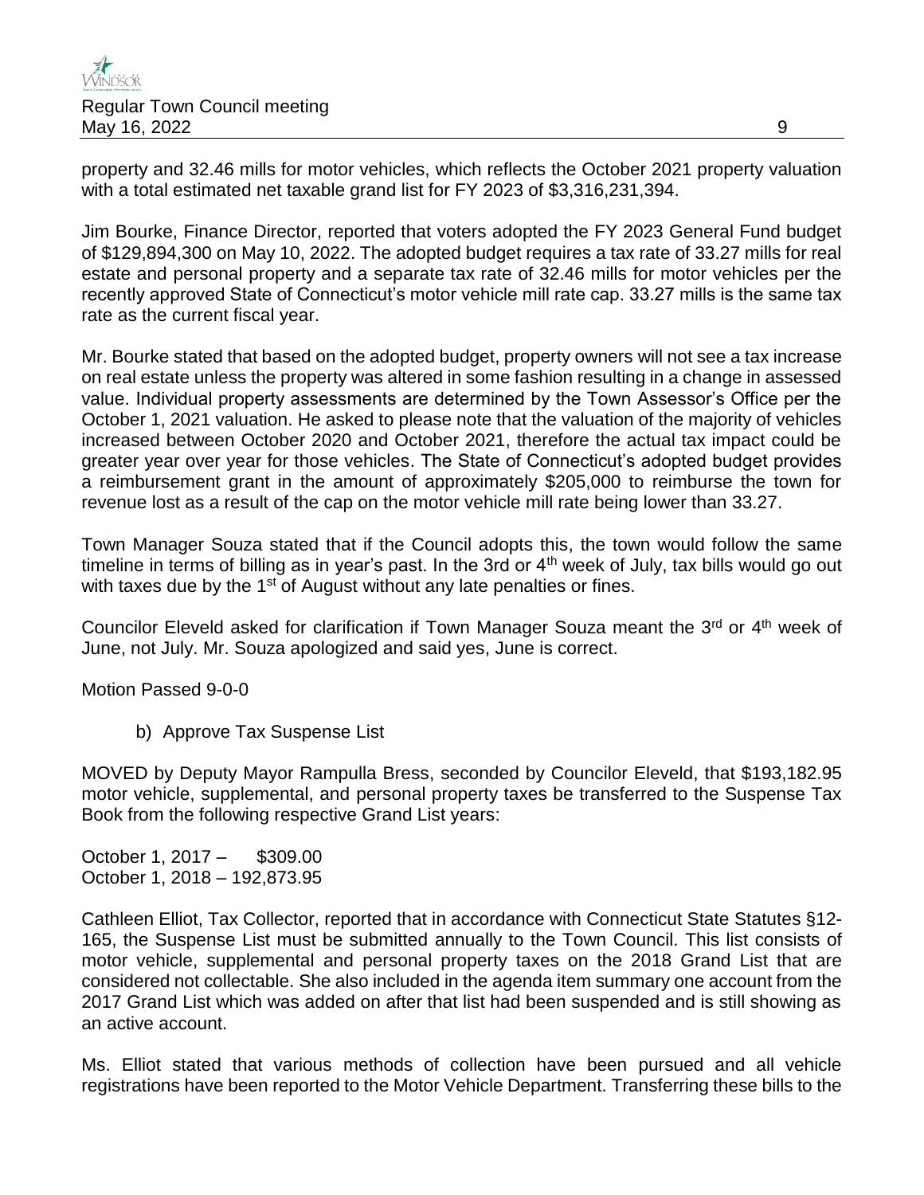property and 32.46 mills for motor vehicles, which reflects the October 2021 property valuation with a total estimated net taxable grand list for FY 2023 of $3,316,231,394.

Jim Bourke, Finance Director, reported that voters adopted the FY 2023 General Fund budget of $129,894,300 on May 10, 2022. The adopted budget requires a tax rate of 33.27 mills for real estate and personal property and a separate tax rate of 32.46 mills for motor vehicles per the recently approved State of Connecticut's motor vehicle mill rate cap. 33.27 mills is the same tax rate as the current fiscal year.

Mr. Bourke stated that based on the adopted budget, property owners will not see a tax increase on real estate unless the property was altered in some fashion resulting in a change in assessed value. Individual property assessments are determined by the Town Assessor's Office per the October 1, 2021 valuation. He asked to please note that the valuation of the majority of vehicles increased between October 2020 and October 2021, therefore the actual tax impact could be greater year over year for those vehicles. The State of Connecticut's adopted budget provides a reimbursement grant in the amount of approximately $205,000 to reimburse the town for revenue lost as a result of the cap on the motor vehicle mill rate being lower than 33.27.

Town Manager Souza stated that if the Council adopts this, the town would follow the same timeline in terms of billing as in year's past. In the 3rd or 4th week of July, tax bills would go out with taxes due by the 1st of August without any late penalties or fines.

Councilor Eleveld asked for clarification if Town Manager Souza meant the 3rd or 4th week of June, not July. Mr. Souza apologized and said yes, June is correct.

Motion Passed 9-0-0

b) Approve Tax Suspense List

MOVED by Deputy Mayor Rampulla Bress, seconded by Councilor Eleveld, that $193,182.95 motor vehicle, supplemental, and personal property taxes be transferred to the Suspense Tax Book from the following respective Grand List years:

October 1, 2017 – $309.00
October 1, 2018 – 192,873.95

Cathleen Elliot, Tax Collector, reported that in accordance with Connecticut State Statutes §12-165, the Suspense List must be submitted annually to the Town Council. This list consists of motor vehicle, supplemental and personal property taxes on the 2018 Grand List that are considered not collectable. She also included in the agenda item summary one account from the 2017 Grand List which was added on after that list had been suspended and is still showing as an active account.

Ms. Elliot stated that various methods of collection have been pursued and all vehicle registrations have been reported to the Motor Vehicle Department. Transferring these bills to the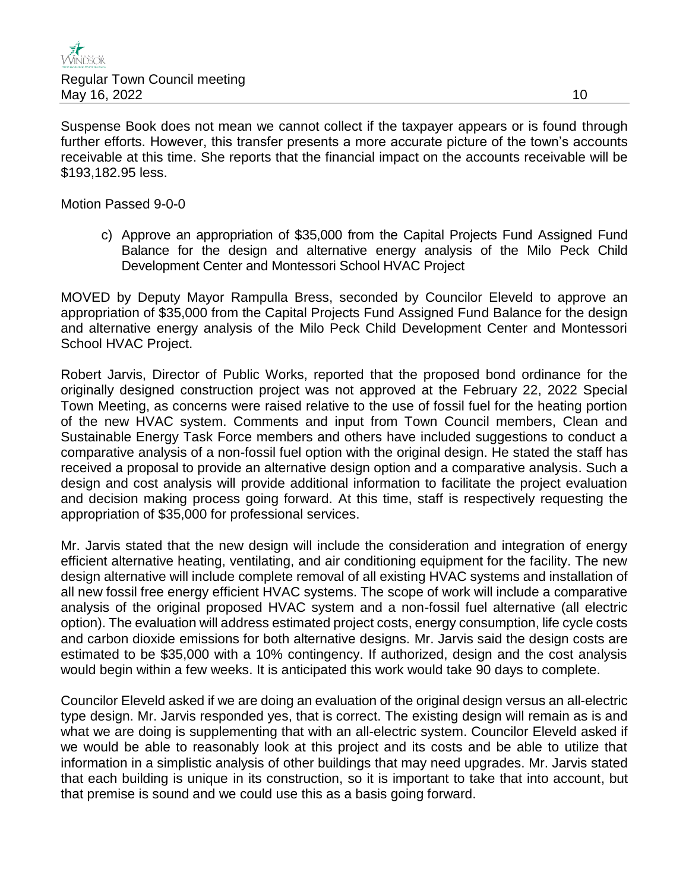Suspense Book does not mean we cannot collect if the taxpayer appears or is found through further efforts. However, this transfer presents a more accurate picture of the town's accounts receivable at this time. She reports that the financial impact on the accounts receivable will be $193,182.95 less.

Motion Passed 9-0-0

c) Approve an appropriation of $35,000 from the Capital Projects Fund Assigned Fund Balance for the design and alternative energy analysis of the Milo Peck Child Development Center and Montessori School HVAC Project

MOVED by Deputy Mayor Rampulla Bress, seconded by Councilor Eleveld to approve an appropriation of $35,000 from the Capital Projects Fund Assigned Fund Balance for the design and alternative energy analysis of the Milo Peck Child Development Center and Montessori School HVAC Project.

Robert Jarvis, Director of Public Works, reported that the proposed bond ordinance for the originally designed construction project was not approved at the February 22, 2022 Special Town Meeting, as concerns were raised relative to the use of fossil fuel for the heating portion of the new HVAC system. Comments and input from Town Council members, Clean and Sustainable Energy Task Force members and others have included suggestions to conduct a comparative analysis of a non-fossil fuel option with the original design. He stated the staff has received a proposal to provide an alternative design option and a comparative analysis. Such a design and cost analysis will provide additional information to facilitate the project evaluation and decision making process going forward. At this time, staff is respectively requesting the appropriation of $35,000 for professional services.

Mr. Jarvis stated that the new design will include the consideration and integration of energy efficient alternative heating, ventilating, and air conditioning equipment for the facility. The new design alternative will include complete removal of all existing HVAC systems and installation of all new fossil free energy efficient HVAC systems. The scope of work will include a comparative analysis of the original proposed HVAC system and a non-fossil fuel alternative (all electric option). The evaluation will address estimated project costs, energy consumption, life cycle costs and carbon dioxide emissions for both alternative designs. Mr. Jarvis said the design costs are estimated to be $35,000 with a 10% contingency. If authorized, design and the cost analysis would begin within a few weeks. It is anticipated this work would take 90 days to complete.

Councilor Eleveld asked if we are doing an evaluation of the original design versus an all-electric type design. Mr. Jarvis responded yes, that is correct. The existing design will remain as is and what we are doing is supplementing that with an all-electric system. Councilor Eleveld asked if we would be able to reasonably look at this project and its costs and be able to utilize that information in a simplistic analysis of other buildings that may need upgrades. Mr. Jarvis stated that each building is unique in its construction, so it is important to take that into account, but that premise is sound and we could use this as a basis going forward.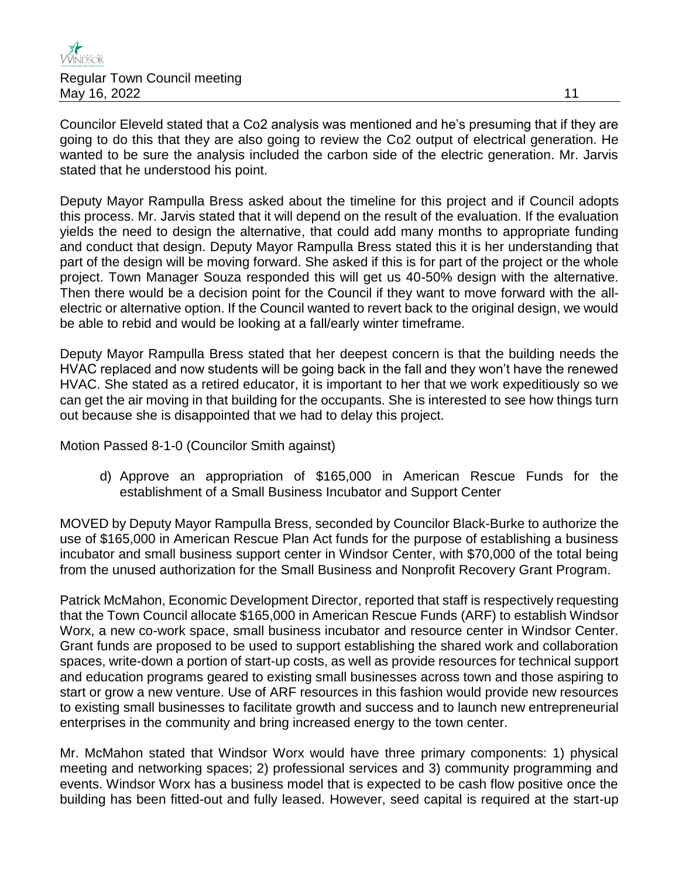Councilor Eleveld stated that a Co2 analysis was mentioned and he's presuming that if they are going to do this that they are also going to review the Co2 output of electrical generation. He wanted to be sure the analysis included the carbon side of the electric generation. Mr. Jarvis stated that he understood his point.

Deputy Mayor Rampulla Bress asked about the timeline for this project and if Council adopts this process. Mr. Jarvis stated that it will depend on the result of the evaluation. If the evaluation yields the need to design the alternative, that could add many months to appropriate funding and conduct that design. Deputy Mayor Rampulla Bress stated this it is her understanding that part of the design will be moving forward. She asked if this is for part of the project or the whole project. Town Manager Souza responded this will get us 40-50% design with the alternative. Then there would be a decision point for the Council if they want to move forward with the all-electric or alternative option. If the Council wanted to revert back to the original design, we would be able to rebid and would be looking at a fall/early winter timeframe.

Deputy Mayor Rampulla Bress stated that her deepest concern is that the building needs the HVAC replaced and now students will be going back in the fall and they won't have the renewed HVAC. She stated as a retired educator, it is important to her that we work expeditiously so we can get the air moving in that building for the occupants. She is interested to see how things turn out because she is disappointed that we had to delay this project.

Motion Passed 8-1-0 (Councilor Smith against)

d) Approve an appropriation of $165,000 in American Rescue Funds for the establishment of a Small Business Incubator and Support Center

MOVED by Deputy Mayor Rampulla Bress, seconded by Councilor Black-Burke to authorize the use of $165,000 in American Rescue Plan Act funds for the purpose of establishing a business incubator and small business support center in Windsor Center, with $70,000 of the total being from the unused authorization for the Small Business and Nonprofit Recovery Grant Program.

Patrick McMahon, Economic Development Director, reported that staff is respectively requesting that the Town Council allocate $165,000 in American Rescue Funds (ARF) to establish Windsor Worx, a new co-work space, small business incubator and resource center in Windsor Center. Grant funds are proposed to be used to support establishing the shared work and collaboration spaces, write-down a portion of start-up costs, as well as provide resources for technical support and education programs geared to existing small businesses across town and those aspiring to start or grow a new venture. Use of ARF resources in this fashion would provide new resources to existing small businesses to facilitate growth and success and to launch new entrepreneurial enterprises in the community and bring increased energy to the town center.

Mr. McMahon stated that Windsor Worx would have three primary components: 1) physical meeting and networking spaces; 2) professional services and 3) community programming and events. Windsor Worx has a business model that is expected to be cash flow positive once the building has been fitted-out and fully leased. However, seed capital is required at the start-up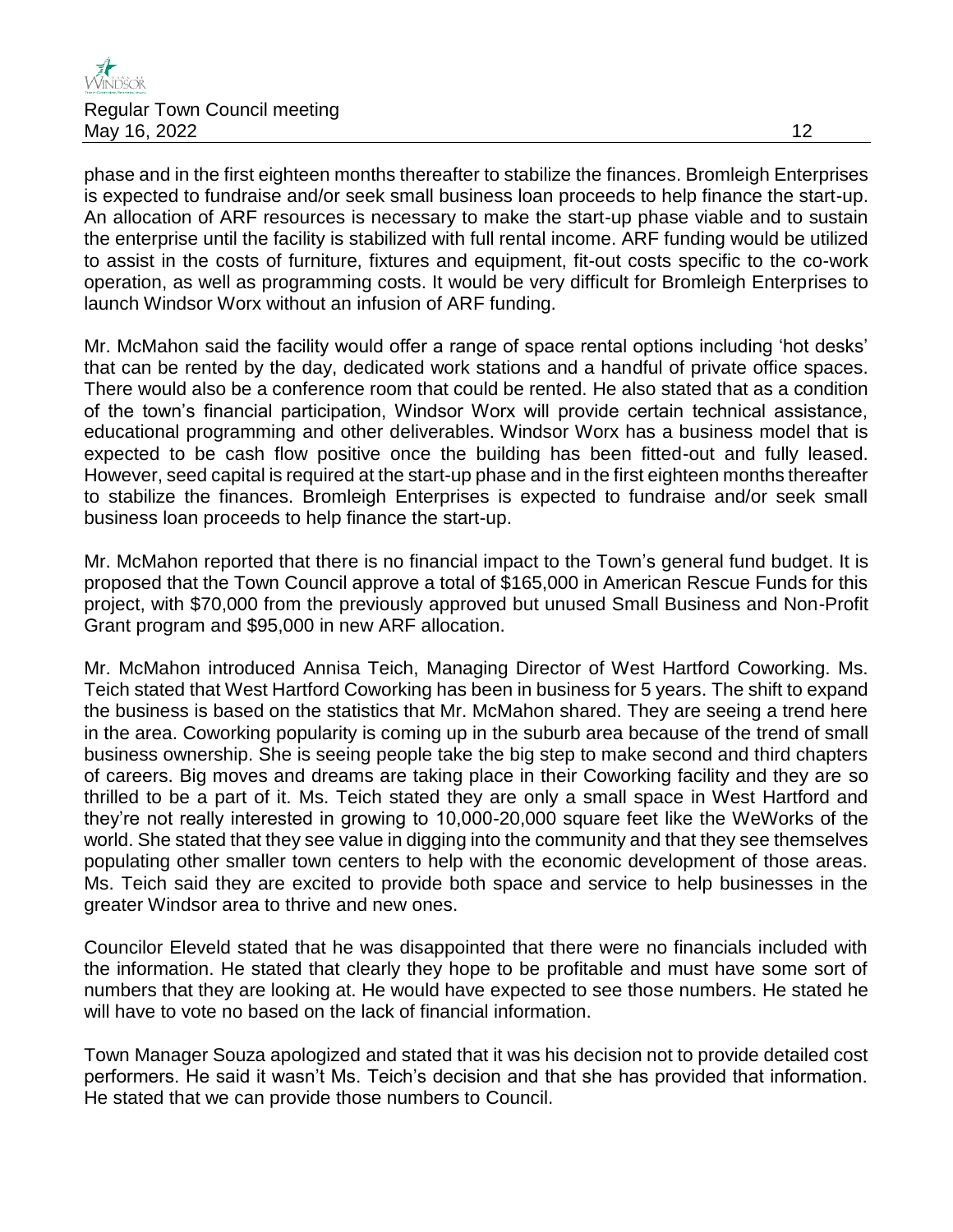phase and in the first eighteen months thereafter to stabilize the finances. Bromleigh Enterprises is expected to fundraise and/or seek small business loan proceeds to help finance the start-up. An allocation of ARF resources is necessary to make the start-up phase viable and to sustain the enterprise until the facility is stabilized with full rental income. ARF funding would be utilized to assist in the costs of furniture, fixtures and equipment, fit-out costs specific to the co-work operation, as well as programming costs. It would be very difficult for Bromleigh Enterprises to launch Windsor Worx without an infusion of ARF funding.

Mr. McMahon said the facility would offer a range of space rental options including 'hot desks' that can be rented by the day, dedicated work stations and a handful of private office spaces. There would also be a conference room that could be rented. He also stated that as a condition of the town's financial participation, Windsor Worx will provide certain technical assistance, educational programming and other deliverables. Windsor Worx has a business model that is expected to be cash flow positive once the building has been fitted-out and fully leased. However, seed capital is required at the start-up phase and in the first eighteen months thereafter to stabilize the finances. Bromleigh Enterprises is expected to fundraise and/or seek small business loan proceeds to help finance the start-up.

Mr. McMahon reported that there is no financial impact to the Town's general fund budget. It is proposed that the Town Council approve a total of $165,000 in American Rescue Funds for this project, with $70,000 from the previously approved but unused Small Business and Non-Profit Grant program and $95,000 in new ARF allocation.

Mr. McMahon introduced Annisa Teich, Managing Director of West Hartford Coworking. Ms. Teich stated that West Hartford Coworking has been in business for 5 years. The shift to expand the business is based on the statistics that Mr. McMahon shared. They are seeing a trend here in the area. Coworking popularity is coming up in the suburb area because of the trend of small business ownership. She is seeing people take the big step to make second and third chapters of careers. Big moves and dreams are taking place in their Coworking facility and they are so thrilled to be a part of it. Ms. Teich stated they are only a small space in West Hartford and they're not really interested in growing to 10,000-20,000 square feet like the WeWorks of the world. She stated that they see value in digging into the community and that they see themselves populating other smaller town centers to help with the economic development of those areas. Ms. Teich said they are excited to provide both space and service to help businesses in the greater Windsor area to thrive and new ones.

Councilor Eleveld stated that he was disappointed that there were no financials included with the information. He stated that clearly they hope to be profitable and must have some sort of numbers that they are looking at. He would have expected to see those numbers. He stated he will have to vote no based on the lack of financial information.

Town Manager Souza apologized and stated that it was his decision not to provide detailed cost performers. He said it wasn't Ms. Teich's decision and that she has provided that information. He stated that we can provide those numbers to Council.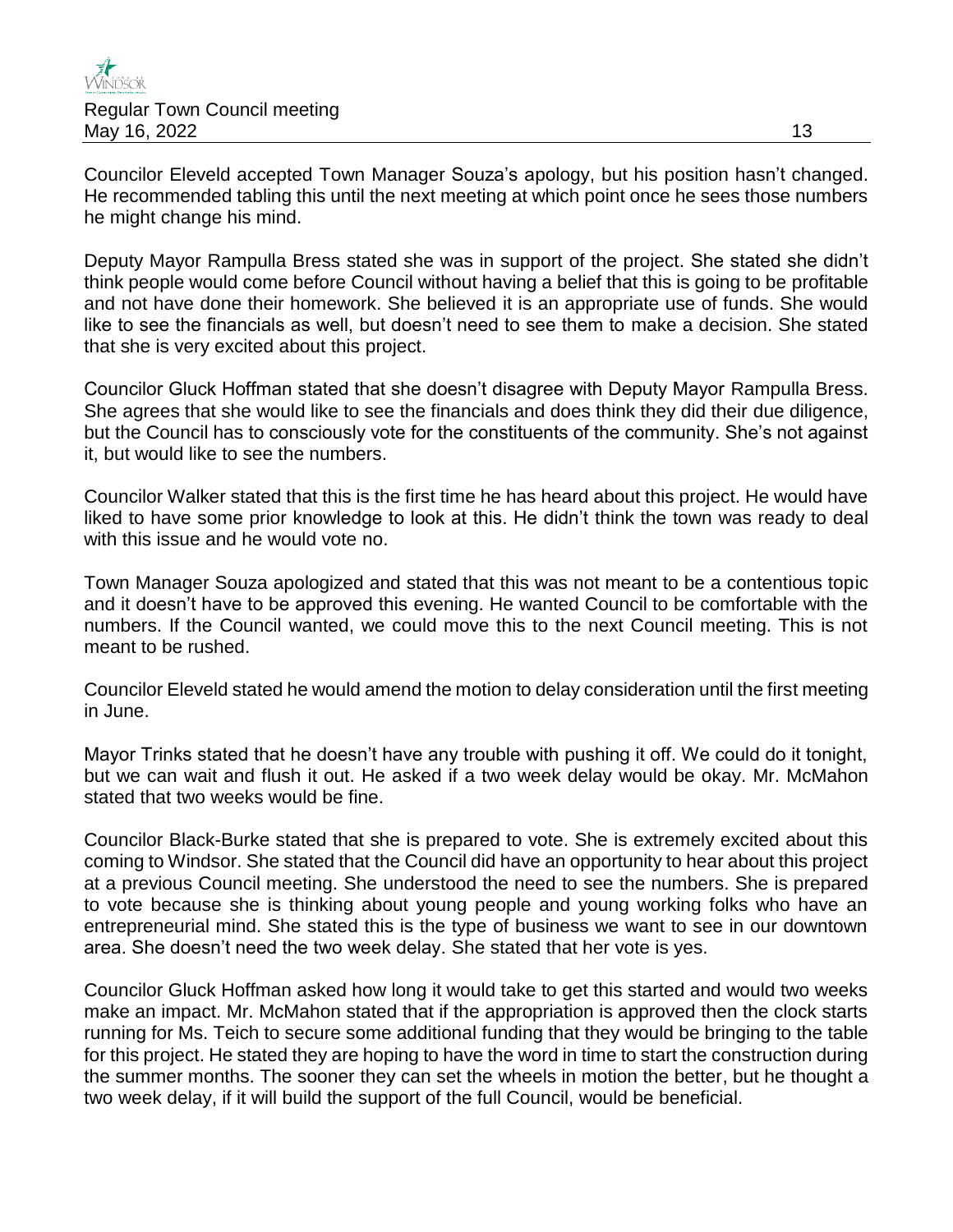Councilor Eleveld accepted Town Manager Souza's apology, but his position hasn't changed. He recommended tabling this until the next meeting at which point once he sees those numbers he might change his mind.

Deputy Mayor Rampulla Bress stated she was in support of the project. She stated she didn't think people would come before Council without having a belief that this is going to be profitable and not have done their homework. She believed it is an appropriate use of funds. She would like to see the financials as well, but doesn't need to see them to make a decision. She stated that she is very excited about this project.

Councilor Gluck Hoffman stated that she doesn't disagree with Deputy Mayor Rampulla Bress. She agrees that she would like to see the financials and does think they did their due diligence, but the Council has to consciously vote for the constituents of the community. She's not against it, but would like to see the numbers.

Councilor Walker stated that this is the first time he has heard about this project. He would have liked to have some prior knowledge to look at this. He didn't think the town was ready to deal with this issue and he would vote no.

Town Manager Souza apologized and stated that this was not meant to be a contentious topic and it doesn't have to be approved this evening. He wanted Council to be comfortable with the numbers. If the Council wanted, we could move this to the next Council meeting. This is not meant to be rushed.

Councilor Eleveld stated he would amend the motion to delay consideration until the first meeting in June.

Mayor Trinks stated that he doesn't have any trouble with pushing it off. We could do it tonight, but we can wait and flush it out. He asked if a two week delay would be okay. Mr. McMahon stated that two weeks would be fine.

Councilor Black-Burke stated that she is prepared to vote. She is extremely excited about this coming to Windsor. She stated that the Council did have an opportunity to hear about this project at a previous Council meeting. She understood the need to see the numbers. She is prepared to vote because she is thinking about young people and young working folks who have an entrepreneurial mind. She stated this is the type of business we want to see in our downtown area. She doesn't need the two week delay. She stated that her vote is yes.

Councilor Gluck Hoffman asked how long it would take to get this started and would two weeks make an impact. Mr. McMahon stated that if the appropriation is approved then the clock starts running for Ms. Teich to secure some additional funding that they would be bringing to the table for this project. He stated they are hoping to have the word in time to start the construction during the summer months. The sooner they can set the wheels in motion the better, but he thought a two week delay, if it will build the support of the full Council, would be beneficial.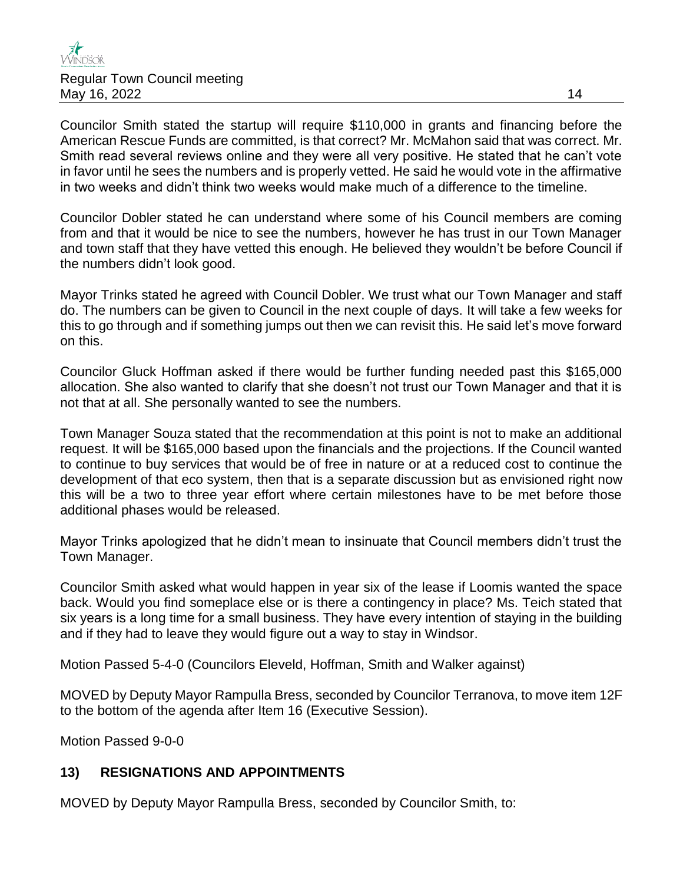Councilor Smith stated the startup will require $110,000 in grants and financing before the American Rescue Funds are committed, is that correct? Mr. McMahon said that was correct. Mr. Smith read several reviews online and they were all very positive. He stated that he can't vote in favor until he sees the numbers and is properly vetted. He said he would vote in the affirmative in two weeks and didn't think two weeks would make much of a difference to the timeline.

Councilor Dobler stated he can understand where some of his Council members are coming from and that it would be nice to see the numbers, however he has trust in our Town Manager and town staff that they have vetted this enough. He believed they wouldn't be before Council if the numbers didn't look good.

Mayor Trinks stated he agreed with Council Dobler. We trust what our Town Manager and staff do. The numbers can be given to Council in the next couple of days. It will take a few weeks for this to go through and if something jumps out then we can revisit this. He said let's move forward on this.

Councilor Gluck Hoffman asked if there would be further funding needed past this $165,000 allocation. She also wanted to clarify that she doesn't not trust our Town Manager and that it is not that at all. She personally wanted to see the numbers.

Town Manager Souza stated that the recommendation at this point is not to make an additional request. It will be $165,000 based upon the financials and the projections. If the Council wanted to continue to buy services that would be of free in nature or at a reduced cost to continue the development of that eco system, then that is a separate discussion but as envisioned right now this will be a two to three year effort where certain milestones have to be met before those additional phases would be released.

Mayor Trinks apologized that he didn't mean to insinuate that Council members didn't trust the Town Manager.

Councilor Smith asked what would happen in year six of the lease if Loomis wanted the space back. Would you find someplace else or is there a contingency in place? Ms. Teich stated that six years is a long time for a small business. They have every intention of staying in the building and if they had to leave they would figure out a way to stay in Windsor.

Motion Passed 5-4-0 (Councilors Eleveld, Hoffman, Smith and Walker against)

MOVED by Deputy Mayor Rampulla Bress, seconded by Councilor Terranova, to move item 12F to the bottom of the agenda after Item 16 (Executive Session).

Motion Passed 9-0-0

## 13) RESIGNATIONS AND APPOINTMENTS

MOVED by Deputy Mayor Rampulla Bress, seconded by Councilor Smith, to: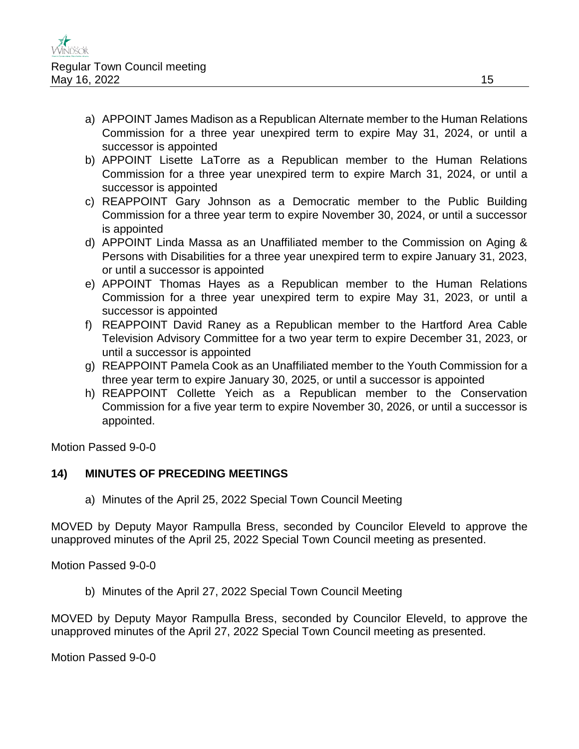a) APPOINT James Madison as a Republican Alternate member to the Human Relations Commission for a three year unexpired term to expire May 31, 2024, or until a successor is appointed
b) APPOINT Lisette LaTorre as a Republican member to the Human Relations Commission for a three year unexpired term to expire March 31, 2024, or until a successor is appointed
c) REAPPOINT Gary Johnson as a Democratic member to the Public Building Commission for a three year term to expire November 30, 2024, or until a successor is appointed
d) APPOINT Linda Massa as an Unaffiliated member to the Commission on Aging & Persons with Disabilities for a three year unexpired term to expire January 31, 2023, or until a successor is appointed
e) APPOINT Thomas Hayes as a Republican member to the Human Relations Commission for a three year unexpired term to expire May 31, 2023, or until a successor is appointed
f) REAPPOINT David Raney as a Republican member to the Hartford Area Cable Television Advisory Committee for a two year term to expire December 31, 2023, or until a successor is appointed
g) REAPPOINT Pamela Cook as an Unaffiliated member to the Youth Commission for a three year term to expire January 30, 2025, or until a successor is appointed
h) REAPPOINT Collette Yeich as a Republican member to the Conservation Commission for a five year term to expire November 30, 2026, or until a successor is appointed.

Motion Passed 9-0-0

**14) MINUTES OF PRECEDING MEETINGS**

a) Minutes of the April 25, 2022 Special Town Council Meeting

MOVED by Deputy Mayor Rampulla Bress, seconded by Councilor Eleveld to approve the unapproved minutes of the April 25, 2022 Special Town Council meeting as presented.

Motion Passed 9-0-0

b) Minutes of the April 27, 2022 Special Town Council Meeting

MOVED by Deputy Mayor Rampulla Bress, seconded by Councilor Eleveld, to approve the unapproved minutes of the April 27, 2022 Special Town Council meeting as presented.

Motion Passed 9-0-0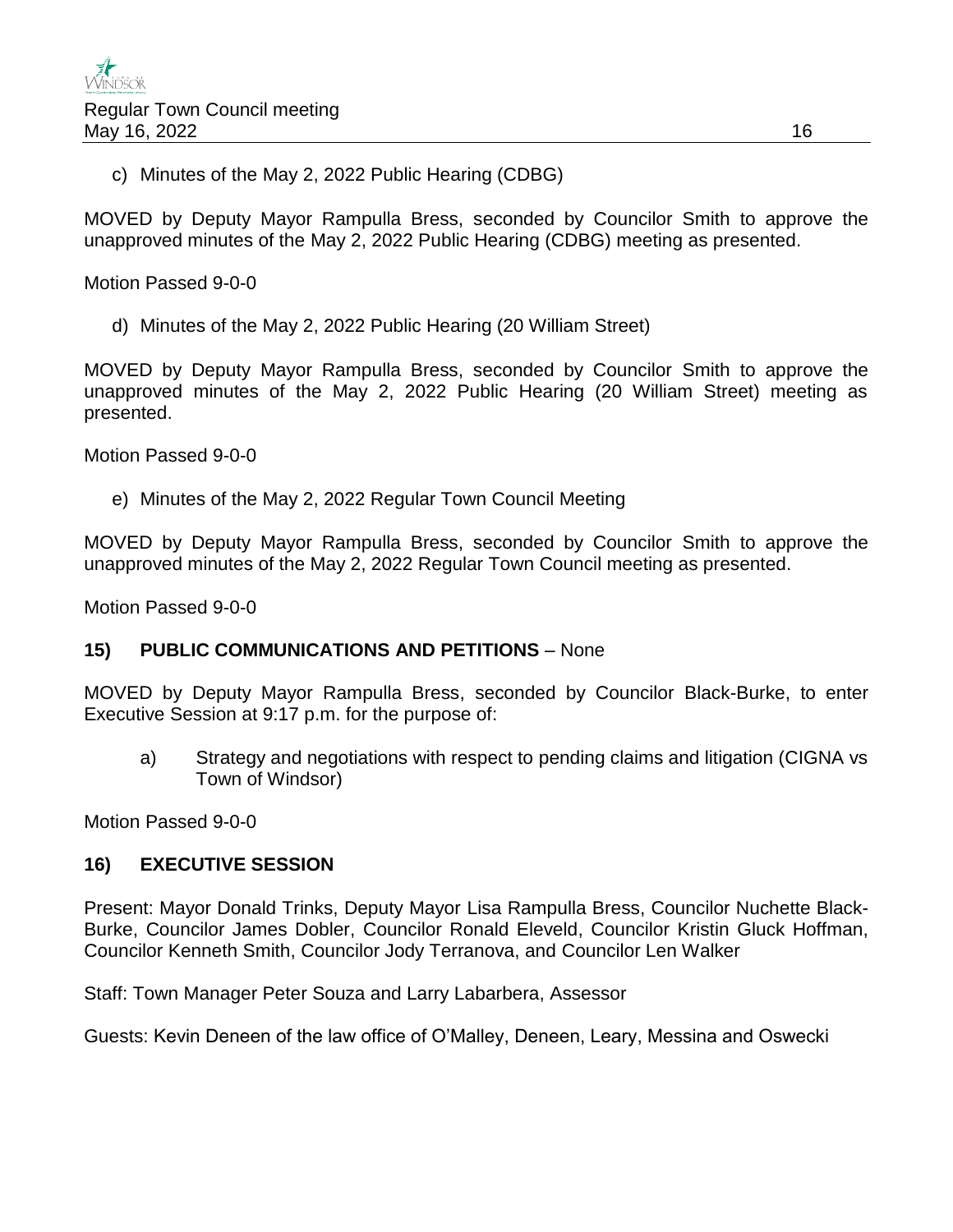c) Minutes of the May 2, 2022 Public Hearing (CDBG)

MOVED by Deputy Mayor Rampulla Bress, seconded by Councilor Smith to approve the unapproved minutes of the May 2, 2022 Public Hearing (CDBG) meeting as presented.

Motion Passed 9-0-0

d) Minutes of the May 2, 2022 Public Hearing (20 William Street)

MOVED by Deputy Mayor Rampulla Bress, seconded by Councilor Smith to approve the unapproved minutes of the May 2, 2022 Public Hearing (20 William Street) meeting as presented.

Motion Passed 9-0-0

e) Minutes of the May 2, 2022 Regular Town Council Meeting

MOVED by Deputy Mayor Rampulla Bress, seconded by Councilor Smith to approve the unapproved minutes of the May 2, 2022 Regular Town Council meeting as presented.

Motion Passed 9-0-0

## 15) PUBLIC COMMUNICATIONS AND PETITIONS – None

MOVED by Deputy Mayor Rampulla Bress, seconded by Councilor Black-Burke, to enter Executive Session at 9:17 p.m. for the purpose of:

a) Strategy and negotiations with respect to pending claims and litigation (CIGNA vs Town of Windsor)

Motion Passed 9-0-0

## 16) EXECUTIVE SESSION

Present: Mayor Donald Trinks, Deputy Mayor Lisa Rampulla Bress, Councilor Nuchette Black-Burke, Councilor James Dobler, Councilor Ronald Eleveld, Councilor Kristin Gluck Hoffman, Councilor Kenneth Smith, Councilor Jody Terranova, and Councilor Len Walker

Staff: Town Manager Peter Souza and Larry Labarbera, Assessor

Guests: Kevin Deneen of the law office of O'Malley, Deneen, Leary, Messina and Oswecki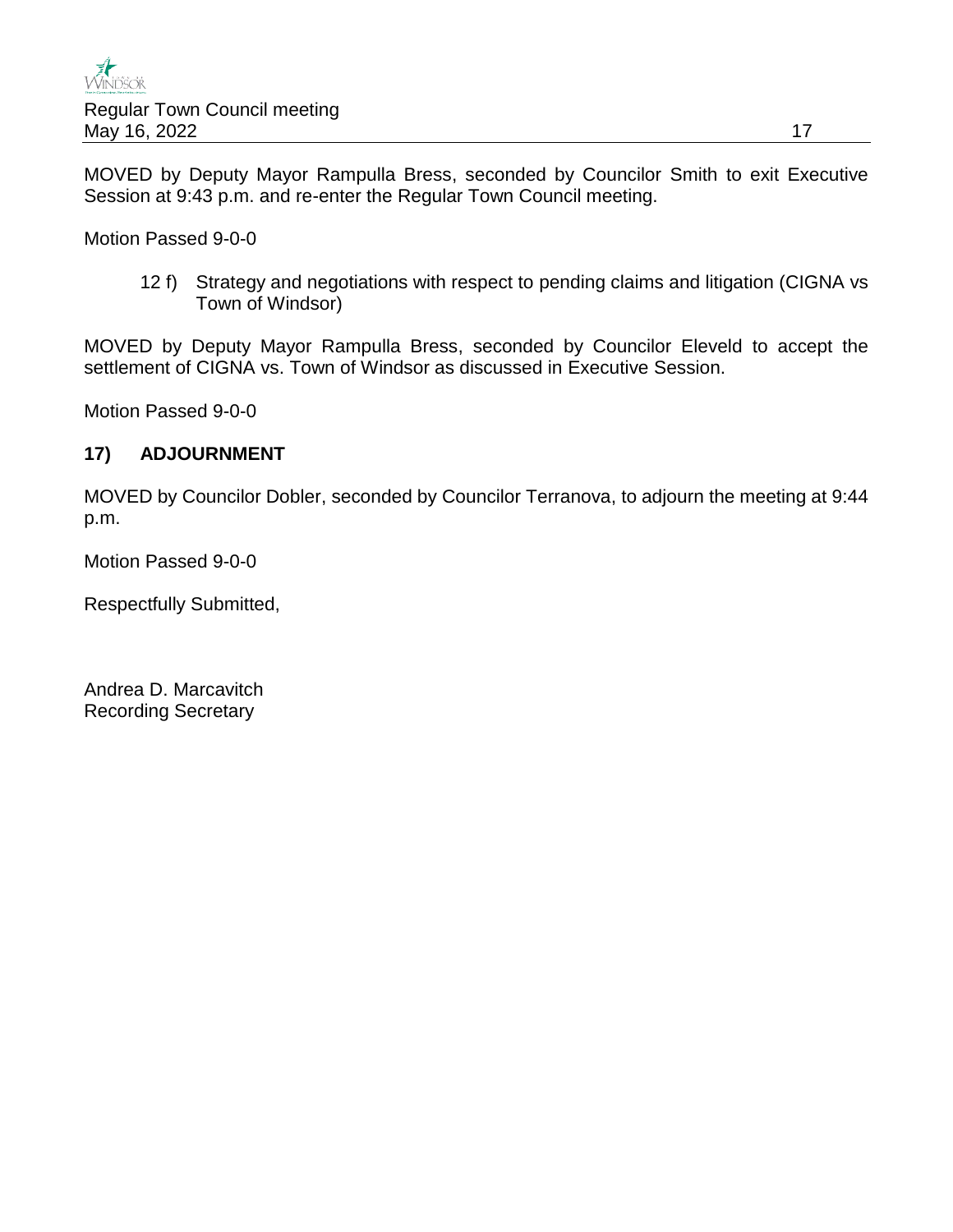MOVED by Deputy Mayor Rampulla Bress, seconded by Councilor Smith to exit Executive Session at 9:43 p.m. and re-enter the Regular Town Council meeting.

Motion Passed 9-0-0

12 f) Strategy and negotiations with respect to pending claims and litigation (CIGNA vs Town of Windsor)

MOVED by Deputy Mayor Rampulla Bress, seconded by Councilor Eleveld to accept the settlement of CIGNA vs. Town of Windsor as discussed in Executive Session.

Motion Passed 9-0-0

## 17) ADJOURNMENT

MOVED by Councilor Dobler, seconded by Councilor Terranova, to adjourn the meeting at 9:44 p.m.

Motion Passed 9-0-0

Respectfully Submitted,

Andrea D. Marcavitch
Recording Secretary